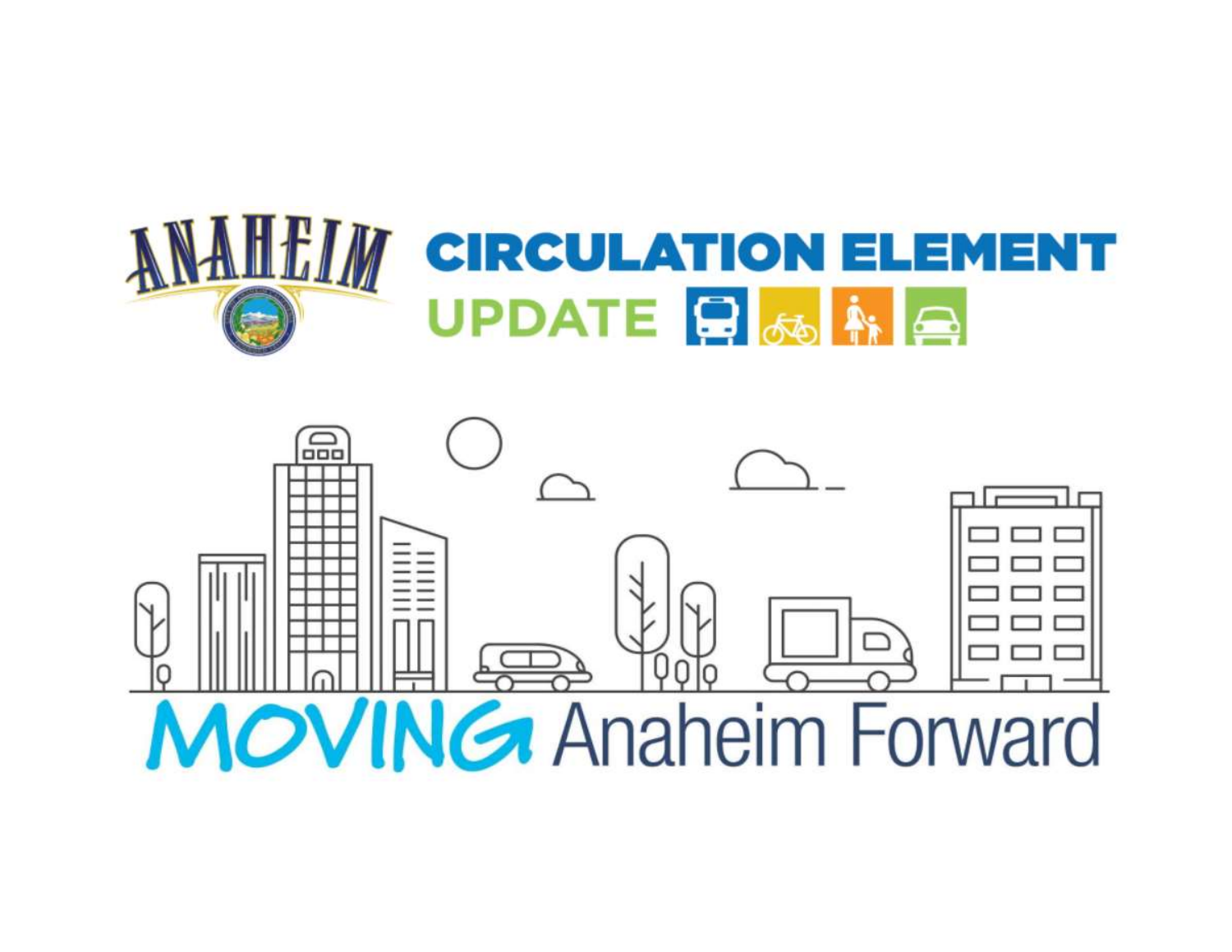ANAHEIM

# CIRCULATION ELEMENT UPDATE

## MOVING Anaheim Forward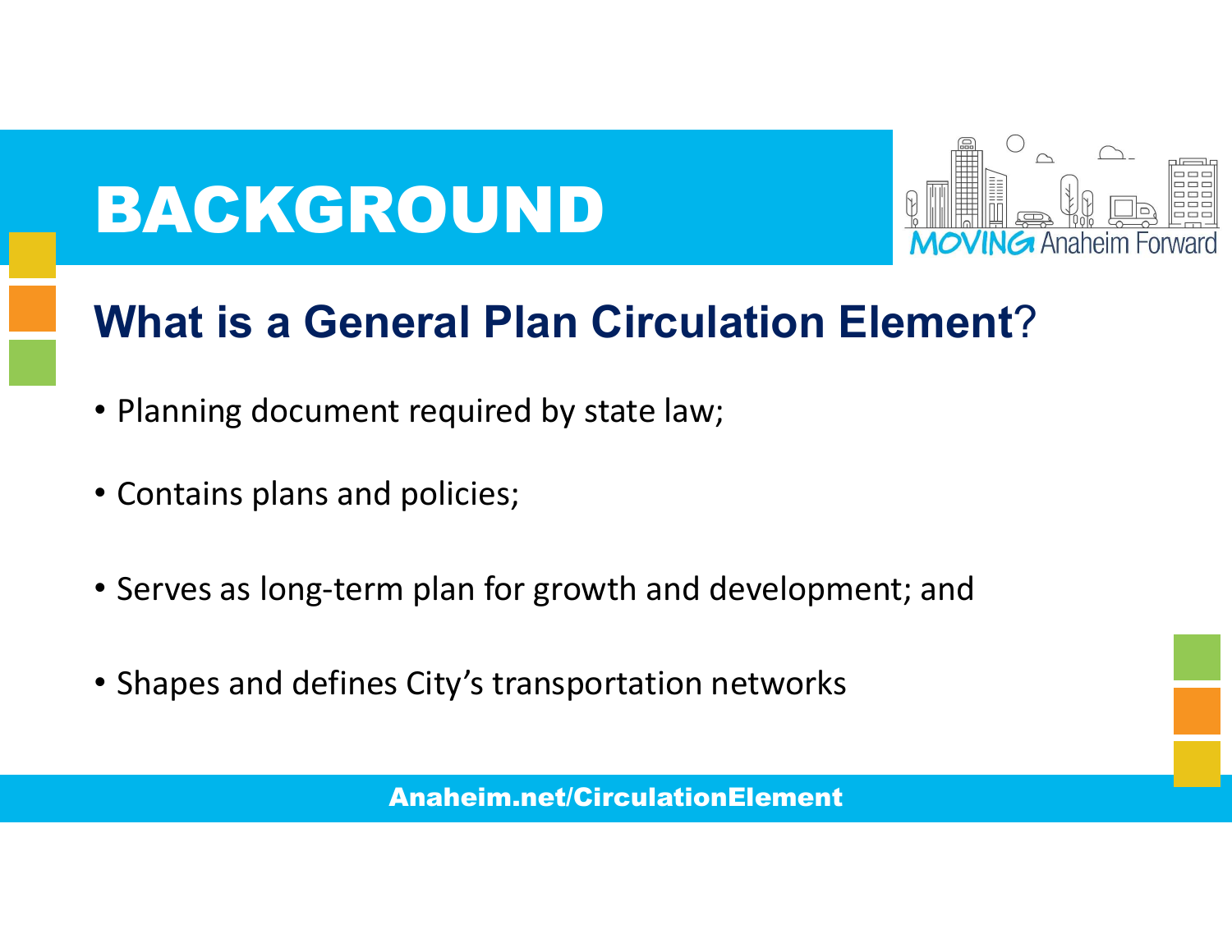# BACKGROUND

MOVING Anaheim Forward

## What is a General Plan Circulation Element?

- Planning document required by state law;
- Contains plans and policies;
- Serves as long-term plan for growth and development; and
- Shapes and defines City's transportation networks

Anaheim.net/CirculationElement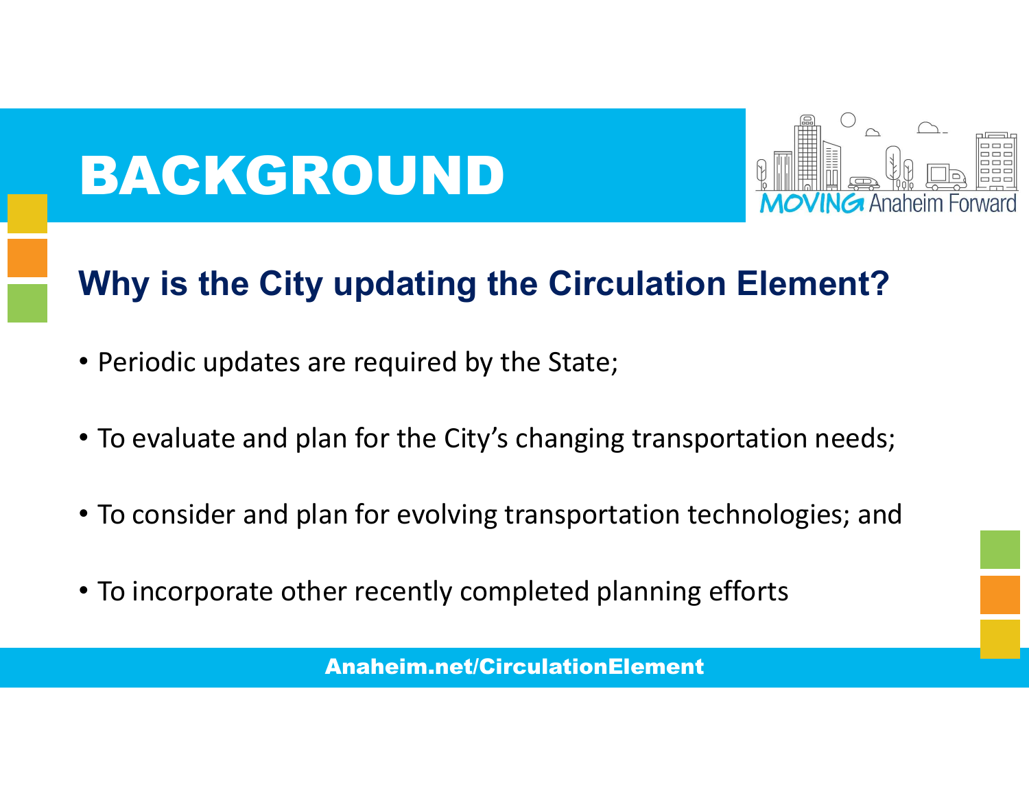# BACKGROUND

MOVING Anaheim Forward

## Why is the City updating the Circulation Element?

- Periodic updates are required by the State;
- To evaluate and plan for the City's changing transportation needs;
- To consider and plan for evolving transportation technologies; and
- To incorporate other recently completed planning efforts

Anaheim.net/CirculationElement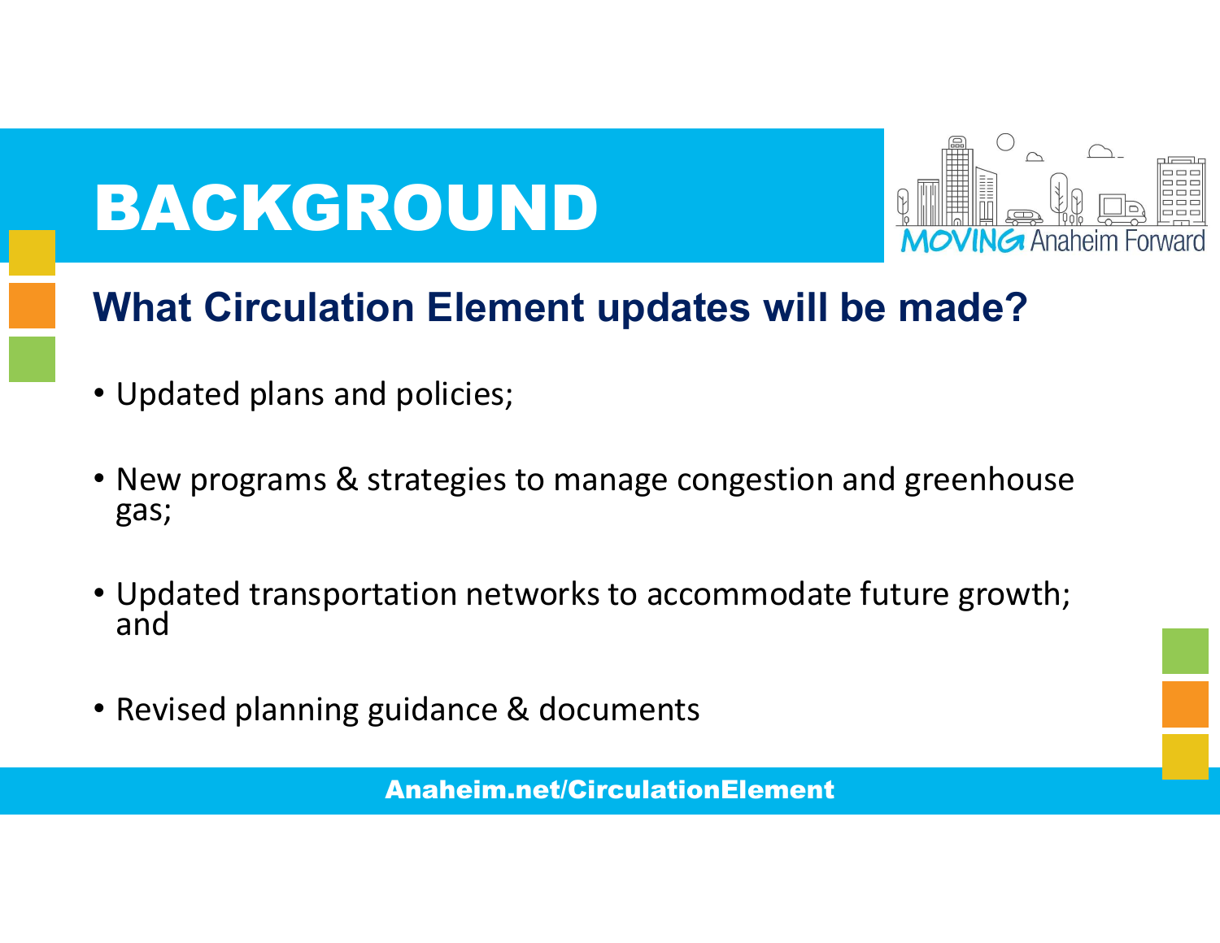# BACKGROUND

MOVING Anaheim Forward

## What Circulation Element updates will be made?

- Updated plans and policies;
- New programs & strategies to manage congestion and greenhouse gas;
- Updated transportation networks to accommodate future growth; and
- Revised planning guidance & documents

Anaheim.net/CirculationElement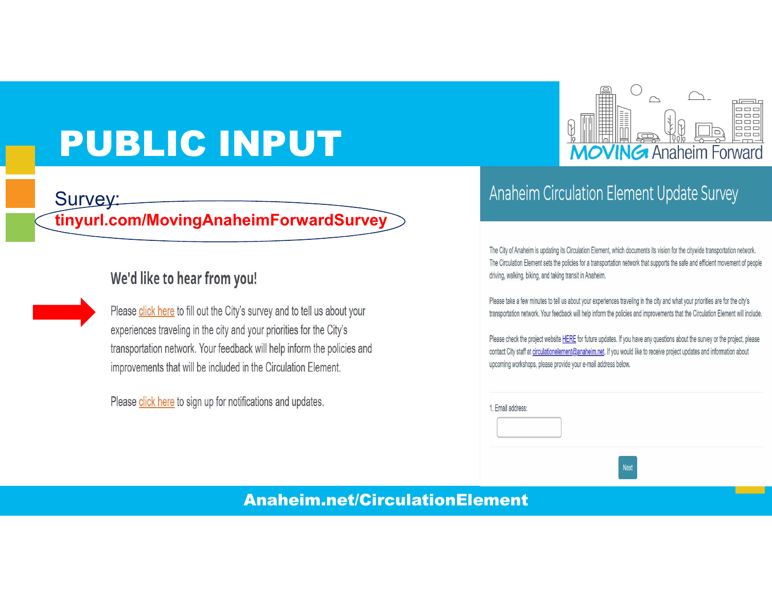# PUBLIC INPUT

MOVING Anaheim Forward

Survey:
**tinyurl.com/MovingAnaheimForwardSurvey**

## We'd like to hear from you!

Please click here to fill out the City's survey and to tell us about your experiences traveling in the city and your priorities for the City's transportation network. Your feedback will help inform the policies and improvements that will be included in the Circulation Element.

Please click here to sign up for notifications and updates.

## Anaheim Circulation Element Update Survey

The City of Anaheim is updating its Circulation Element, which documents its vision for the citywide transportation network. The Circulation Element sets the policies for a transportation network that supports the safe and efficient movement of people driving, walking, biking, and taking transit in Anaheim.

Please take a few minutes to tell us about your experiences traveling in the city and what your priorities are for the city's transportation network. Your feedback will help inform the policies and improvements that the Circulation Element will include.

Please check the project website HERE for future updates. If you have any questions about the survey or the project, please contact City staff at circulationelement@anaheim.net. If you would like to receive project updates and information about upcoming workshops, please provide your e-mail address below.

1. Email address:

Next

**Anaheim.net/CirculationElement**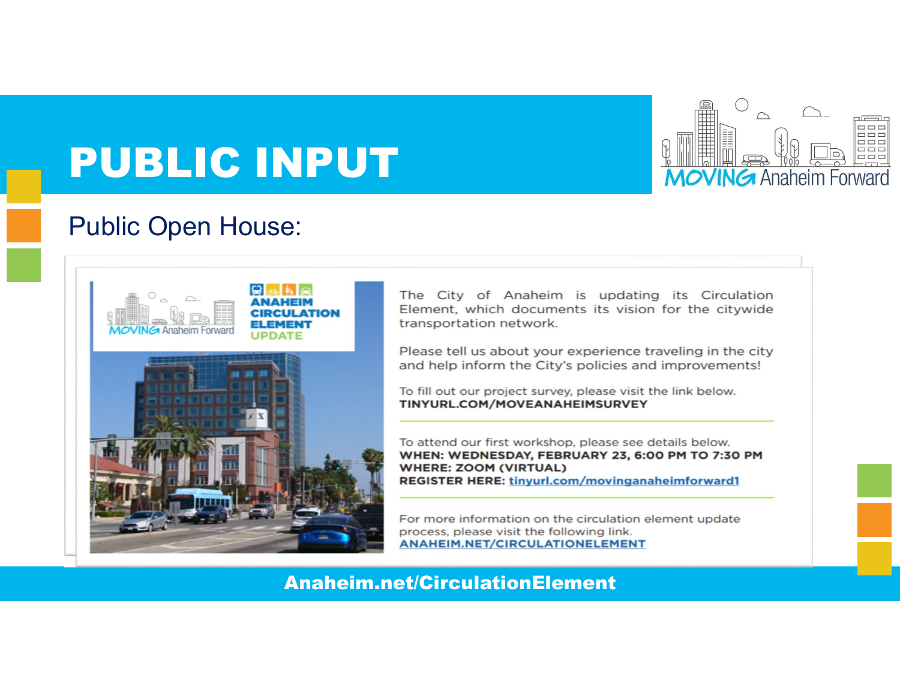# PUBLIC INPUT

MOVING Anaheim Forward

## Public Open House:

MOVING Anaheim Forward

**ANAHEIM CIRCULATION ELEMENT UPDATE**

The City of Anaheim is updating its Circulation Element, which documents its vision for the citywide transportation network.

Please tell us about your experience traveling in the city and help inform the City's policies and improvements!

To fill out our project survey, please visit the link below.
**TINYURL.COM/MOVEANAHEIMSURVEY**

---

To attend our first workshop, please see details below.
**WHEN: WEDNESDAY, FEBRUARY 23, 6:00 PM TO 7:30 PM**
**WHERE: ZOOM (VIRTUAL)**
**REGISTER HERE: tinyurl.com/movinganaheimforward1**

---

For more information on the circulation element update process, please visit the following link.
**ANAHEIM.NET/CIRCULATIONELEMENT**

**Anaheim.net/CirculationElement**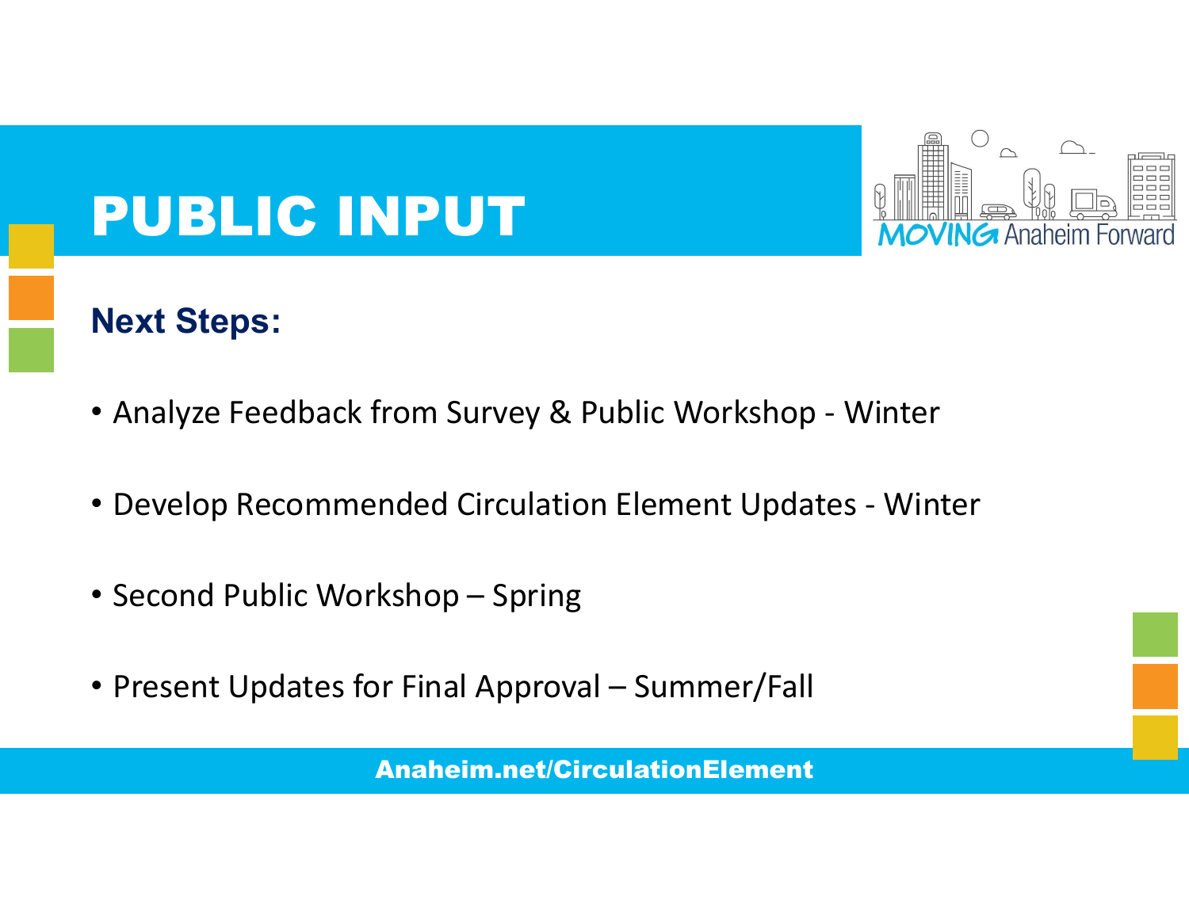# PUBLIC INPUT

MOVING Anaheim Forward

## Next Steps:

- Analyze Feedback from Survey & Public Workshop - Winter
- Develop Recommended Circulation Element Updates - Winter
- Second Public Workshop – Spring
- Present Updates for Final Approval – Summer/Fall

Anaheim.net/CirculationElement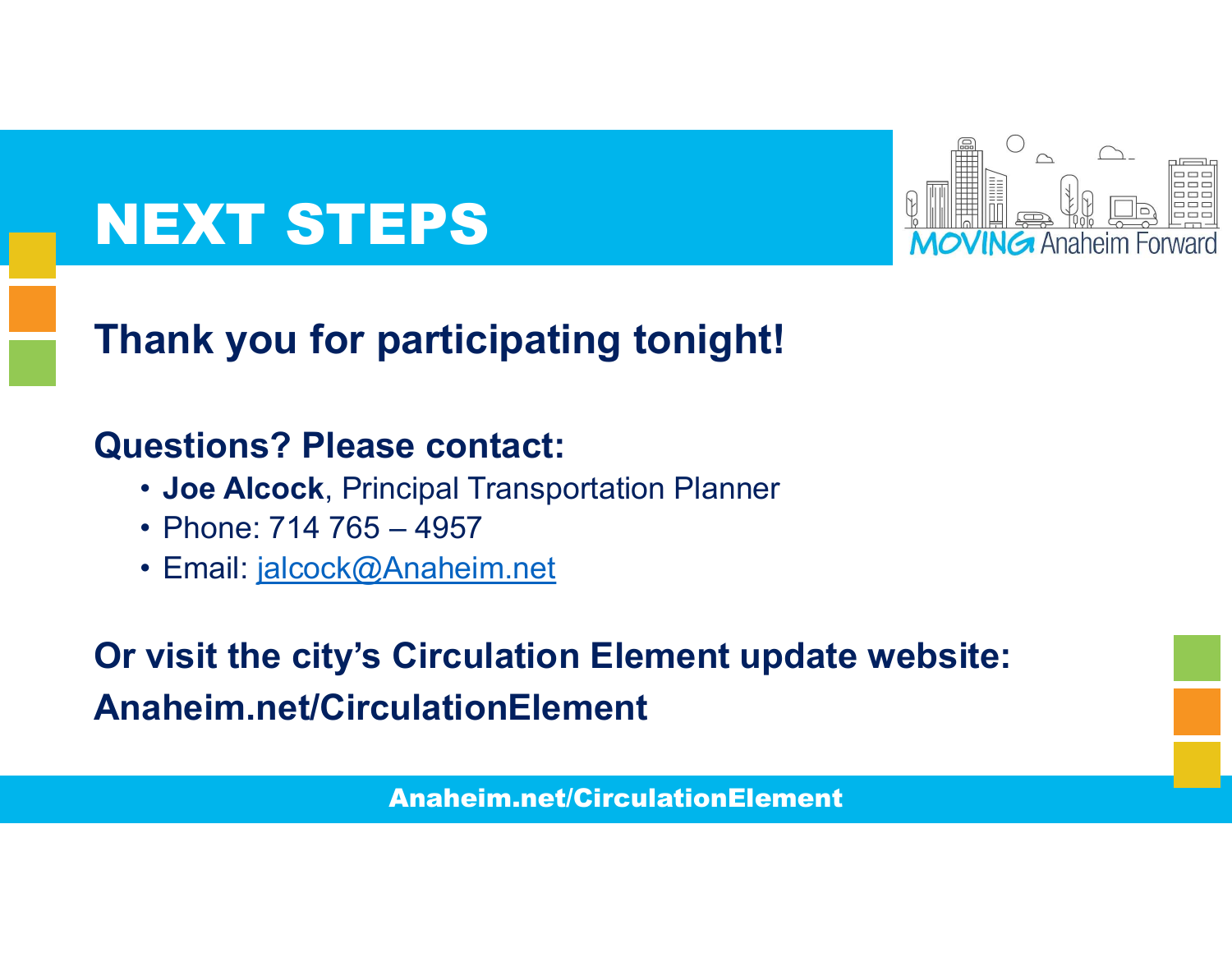# NEXT STEPS

MOVING Anaheim Forward

## Thank you for participating tonight!

### Questions? Please contact:

- **Joe Alcock**, Principal Transportation Planner
- Phone: 714 765 – 4957
- Email: jalcock@Anaheim.net

**Or visit the city's Circulation Element update website: Anaheim.net/CirculationElement**

Anaheim.net/CirculationElement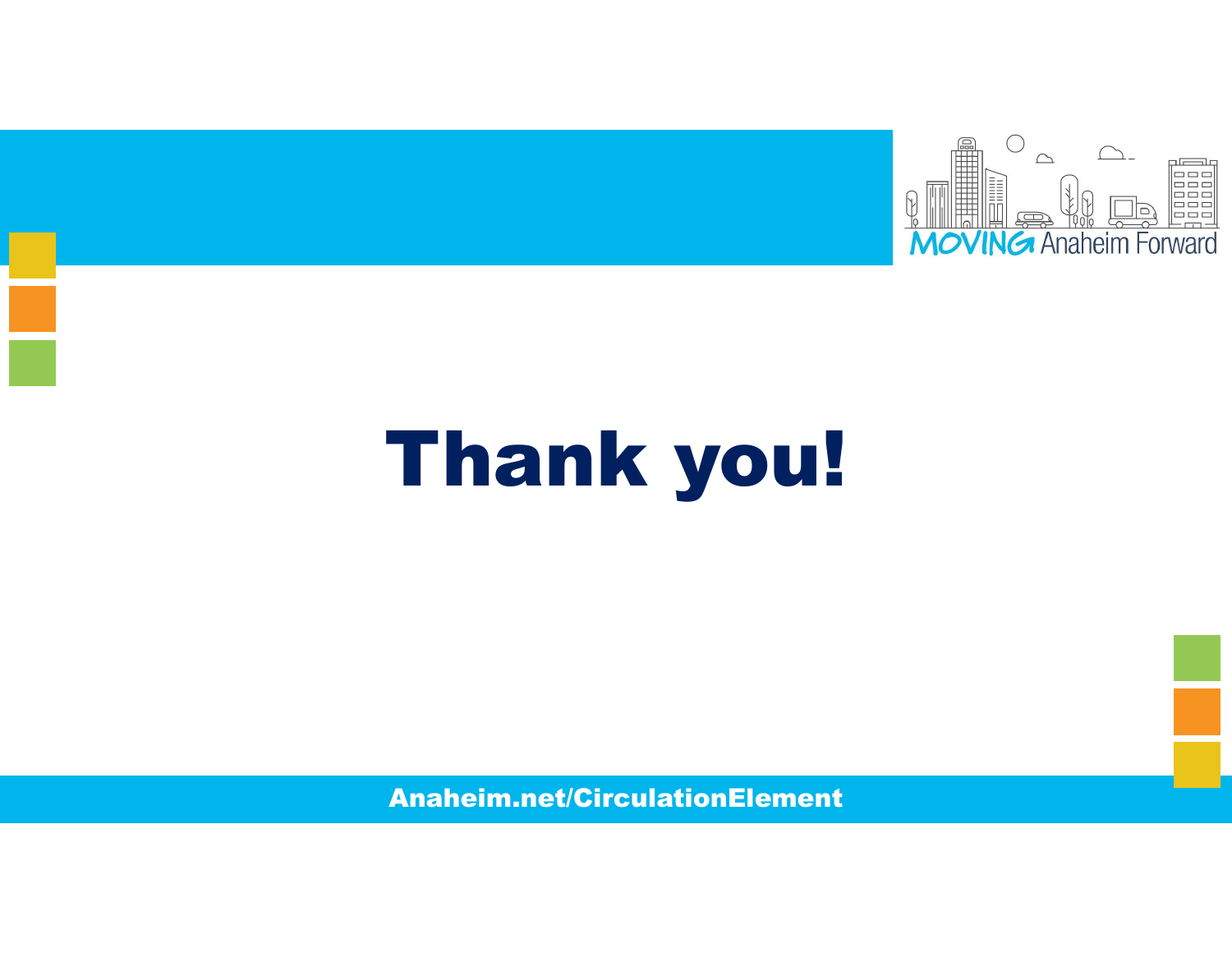MOVING Anaheim Forward

# Thank you!

Anaheim.net/CirculationElement